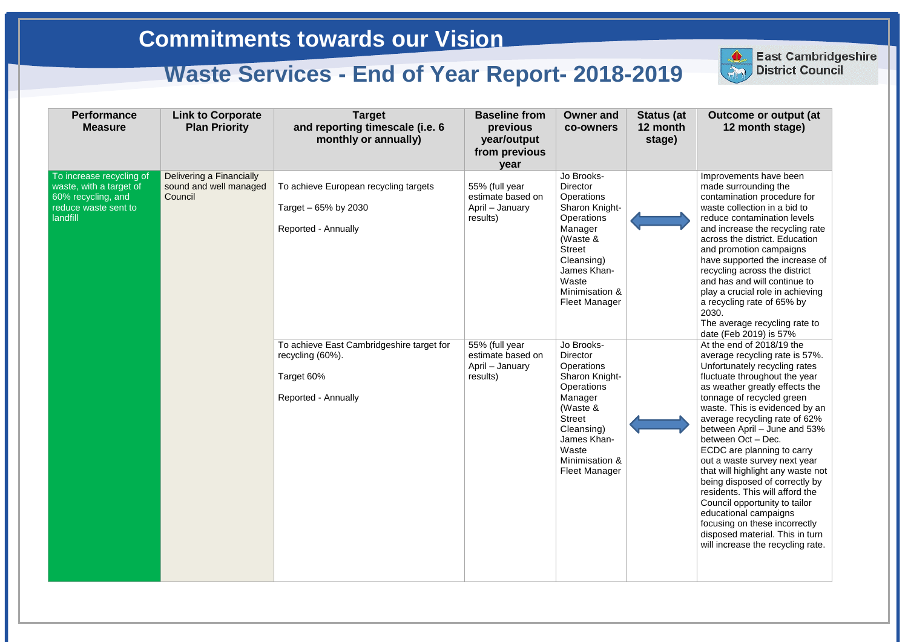# Commitments towards our Vision

## Waste Services - End of Year Report- 2018-2019

East Cambridgeshire District Council

| Performance Measure | Link to Corporate Plan Priority | Target and reporting timescale (i.e. 6 monthly or annually) | Baseline from previous year/output from previous year | Owner and co-owners | Status (at 12 month stage) | Outcome or output (at 12 month stage) |
|---|---|---|---|---|---|---|
| To increase recycling of waste, with a target of 60% recycling, and reduce waste sent to landfill | Delivering a Financially sound and well managed Council | To achieve European recycling targets<br><br>Target – 65% by 2030<br><br>Reported - Annually | 55% (full year estimate based on April – January results) | Jo Brooks- Director Operations<br>Sharon Knight- Operations Manager (Waste & Street Cleansing)<br>James Khan- Waste Minimisation & Fleet Manager | ⟺ | Improvements have been made surrounding the contamination procedure for waste collection in a bid to reduce contamination levels and increase the recycling rate across the district. Education and promotion campaigns have supported the increase of recycling across the district and has and will continue to play a crucial role in achieving a recycling rate of 65% by 2030.<br>The average recycling rate to date (Feb 2019) is 57% |
| | | To achieve East Cambridgeshire target for recycling (60%).<br><br>Target 60%<br><br>Reported - Annually | 55% (full year estimate based on April – January results) | Jo Brooks- Director Operations<br>Sharon Knight- Operations Manager (Waste & Street Cleansing)<br>James Khan- Waste Minimisation & Fleet Manager | ⟺ | At the end of 2018/19 the average recycling rate is 57%. Unfortunately recycling rates fluctuate throughout the year as weather greatly effects the tonnage of recycled green waste. This is evidenced by an average recycling rate of 62% between April – June and 53% between Oct – Dec.<br>ECDC are planning to carry out a waste survey next year that will highlight any waste not being disposed of correctly by residents. This will afford the Council opportunity to tailor educational campaigns focusing on these incorrectly disposed material. This in turn will increase the recycling rate. |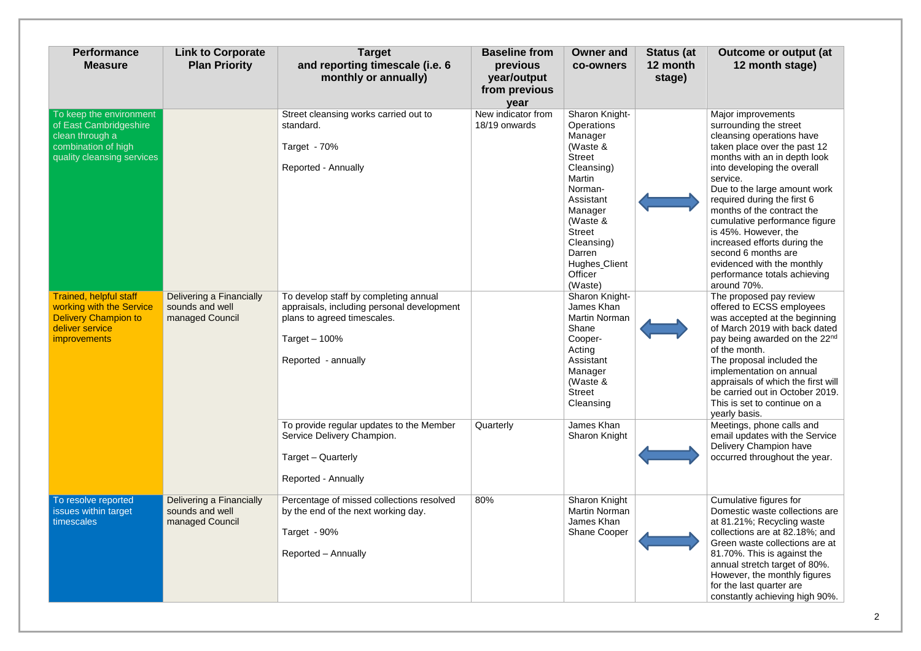| Performance Measure | Link to Corporate Plan Priority | Target and reporting timescale (i.e. 6 monthly or annually) | Baseline from previous year/output from previous year | Owner and co-owners | Status (at 12 month stage) | Outcome or output (at 12 month stage) |
|---|---|---|---|---|---|---|
| To keep the environment of East Cambridgeshire clean through a combination of high quality cleansing services | | Street cleansing works carried out to standard.<br><br>Target - 70%<br><br>Reported - Annually | New indicator from 18/19 onwards | Sharon Knight-Operations Manager (Waste & Street Cleansing)<br>Martin Norman-Assistant Manager (Waste & Street Cleansing)<br>Darren Hughes Client Officer (Waste) | ⟺ | Major improvements surrounding the street cleansing operations have taken place over the past 12 months with an in depth look into developing the overall service.<br>Due to the large amount work required during the first 6 months of the contract the cumulative performance figure is 45%. However, the increased efforts during the second 6 months are evidenced with the monthly performance totals achieving around 70%. |
| Trained, helpful staff working with the Service Delivery Champion to deliver service improvements | Delivering a Financially sounds and well managed Council | To develop staff by completing annual appraisals, including personal development plans to agreed timescales.<br><br>Target – 100%<br><br>Reported - annually | | Sharon Knight-James Khan<br>Martin Norman<br>Shane Cooper-Acting Assistant Manager (Waste & Street Cleansing | ⟺ | The proposed pay review offered to ECSS employees was accepted at the beginning of March 2019 with back dated pay being awarded on the 22nd of the month.<br>The proposal included the implementation on annual appraisals of which the first will be carried out in October 2019. This is set to continue on a yearly basis. |
| | | To provide regular updates to the Member Service Delivery Champion.<br><br>Target – Quarterly<br><br>Reported - Annually | Quarterly | James Khan<br>Sharon Knight | ⟺ | Meetings, phone calls and email updates with the Service Delivery Champion have occurred throughout the year. |
| To resolve reported issues within target timescales | Delivering a Financially sounds and well managed Council | Percentage of missed collections resolved by the end of the next working day.<br><br>Target - 90%<br><br>Reported – Annually | 80% | Sharon Knight<br>Martin Norman<br>James Khan<br>Shane Cooper | ⟺ | Cumulative figures for Domestic waste collections are at 81.21%; Recycling waste collections are at 82.18%; and Green waste collections are at 81.70%. This is against the annual stretch target of 80%. However, the monthly figures for the last quarter are constantly achieving high 90%. |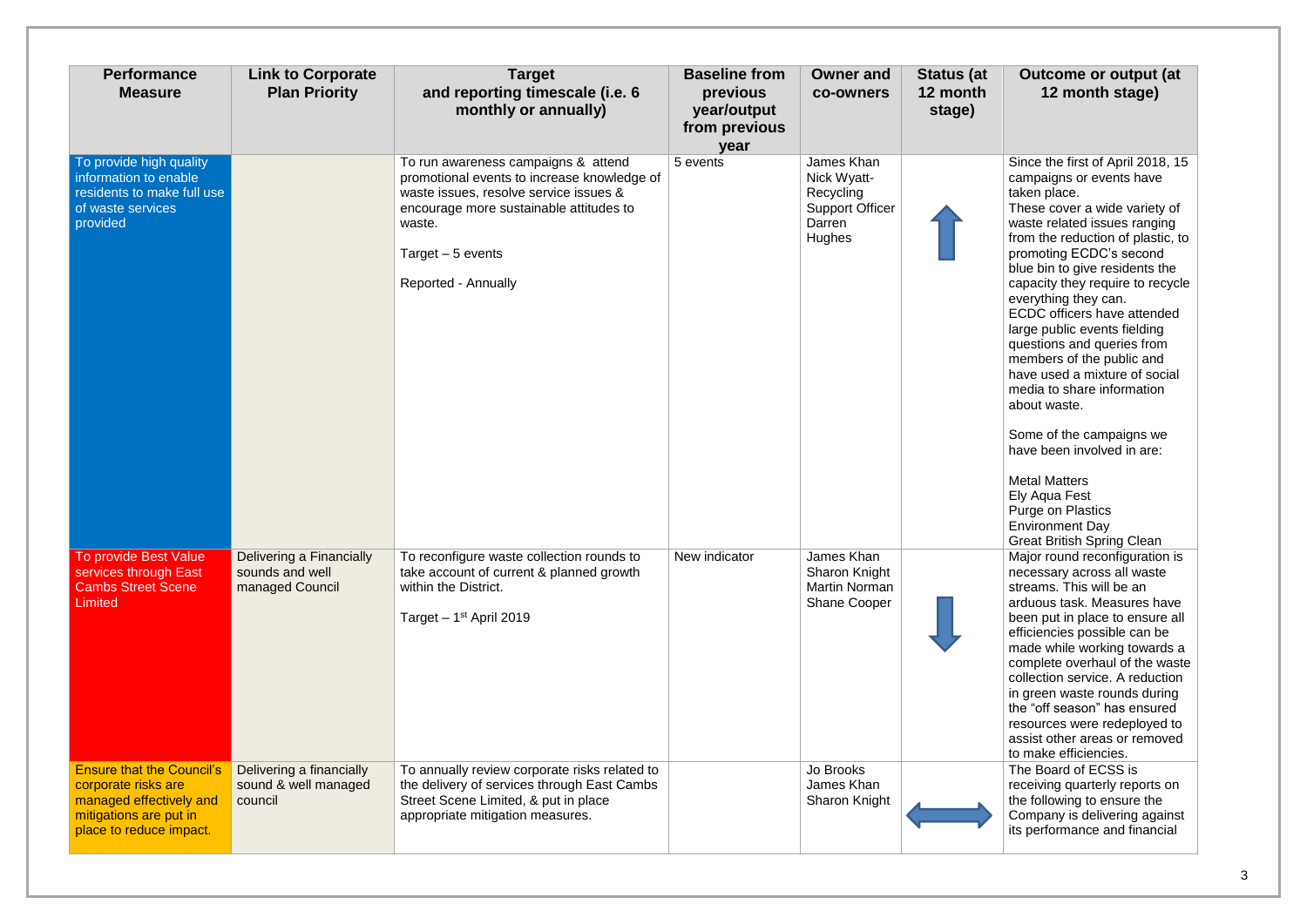| Performance Measure | Link to Corporate Plan Priority | Target and reporting timescale (i.e. 6 monthly or annually) | Baseline from previous year/output from previous year | Owner and co-owners | Status (at 12 month stage) | Outcome or output (at 12 month stage) |
|---|---|---|---|---|---|---|
| To provide high quality information to enable residents to make full use of waste services provided | | To run awareness campaigns & attend promotional events to increase knowledge of waste issues, resolve service issues & encourage more sustainable attitudes to waste.<br><br>Target – 5 events<br><br>Reported - Annually | 5 events | James Khan<br>Nick Wyatt-Recycling Support Officer<br>Darren Hughes | ↑ | Since the first of April 2018, 15 campaigns or events have taken place.<br>These cover a wide variety of waste related issues ranging from the reduction of plastic, to promoting ECDC's second blue bin to give residents the capacity they require to recycle everything they can.<br>ECDC officers have attended large public events fielding questions and queries from members of the public and have used a mixture of social media to share information about waste.<br><br>Some of the campaigns we have been involved in are:<br><br>Metal Matters<br>Ely Aqua Fest<br>Purge on Plastics<br>Environment Day<br>Great British Spring Clean |
| To provide Best Value services through East Cambs Street Scene Limited | Delivering a Financially sounds and well managed Council | To reconfigure waste collection rounds to take account of current & planned growth within the District.<br><br>Target – 1st April 2019 | New indicator | James Khan<br>Sharon Knight<br>Martin Norman<br>Shane Cooper | ↓ | Major round reconfiguration is necessary across all waste streams. This will be an arduous task. Measures have been put in place to ensure all efficiencies possible can be made while working towards a complete overhaul of the waste collection service. A reduction in green waste rounds during the "off season" has ensured resources were redeployed to assist other areas or removed to make efficiencies. |
| Ensure that the Council's corporate risks are managed effectively and mitigations are put in place to reduce impact. | Delivering a financially sound & well managed council | To annually review corporate risks related to the delivery of services through East Cambs Street Scene Limited, & put in place appropriate mitigation measures. | | Jo Brooks<br>James Khan<br>Sharon Knight | ↔ | The Board of ECSS is receiving quarterly reports on the following to ensure the Company is delivering against its performance and financial |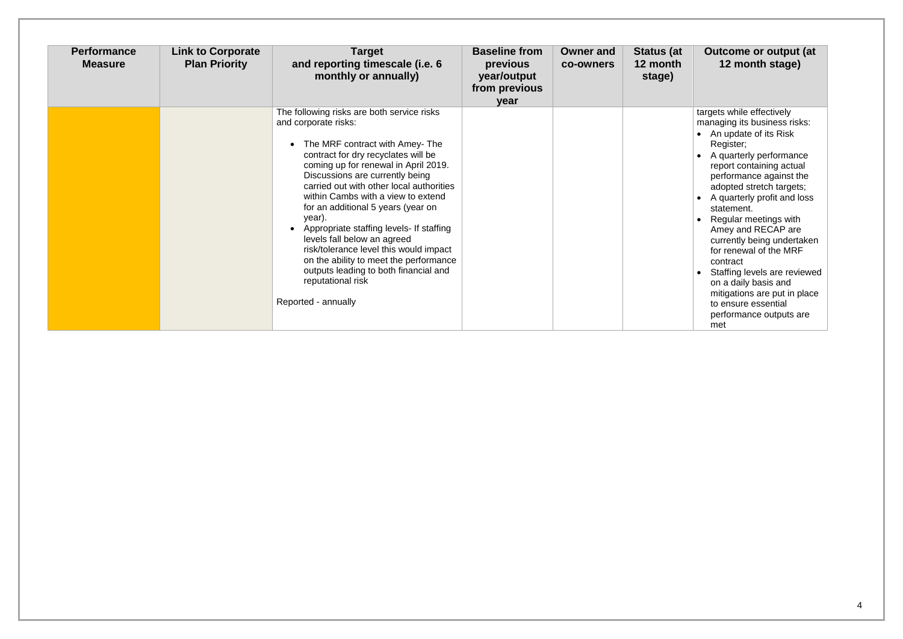| Performance Measure | Link to Corporate Plan Priority | Target and reporting timescale (i.e. 6 monthly or annually) | Baseline from previous year/output from previous year | Owner and co-owners | Status (at 12 month stage) | Outcome or output (at 12 month stage) |
|---|---|---|---|---|---|---|
| | | The following risks are both service risks and corporate risks:<br>• The MRF contract with Amey- The contract for dry recyclates will be coming up for renewal in April 2019. Discussions are currently being carried out with other local authorities within Cambs with a view to extend for an additional 5 years (year on year).<br>• Appropriate staffing levels- If staffing levels fall below an agreed risk/tolerance level this would impact on the ability to meet the performance outputs leading to both financial and reputational risk<br><br>Reported - annually | | | | targets while effectively managing its business risks:<br>• An update of its Risk Register;<br>• A quarterly performance report containing actual performance against the adopted stretch targets;<br>• A quarterly profit and loss statement.<br>• Regular meetings with Amey and RECAP are currently being undertaken for renewal of the MRF contract<br>• Staffing levels are reviewed on a daily basis and mitigations are put in place to ensure essential performance outputs are met |